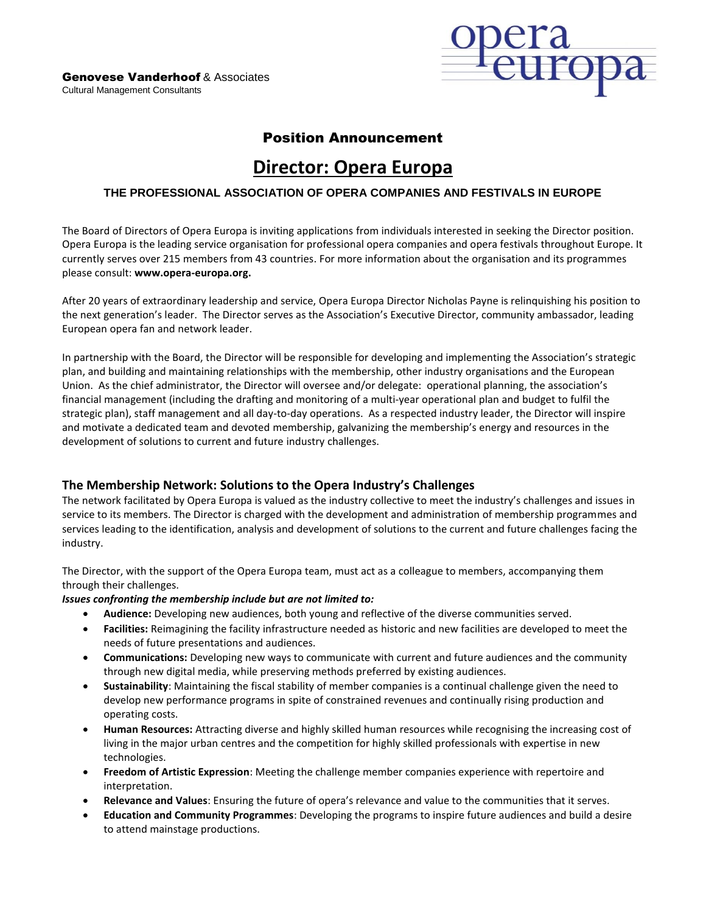**Genovese Vanderhoof** & Associates
Cultural Management Consultants

opera europa

**Position Announcement**

# Director: Opera Europa

**THE PROFESSIONAL ASSOCIATION OF OPERA COMPANIES AND FESTIVALS IN EUROPE**

The Board of Directors of Opera Europa is inviting applications from individuals interested in seeking the Director position. Opera Europa is the leading service organisation for professional opera companies and opera festivals throughout Europe. It currently serves over 215 members from 43 countries. For more information about the organisation and its programmes please consult: **www.opera-europa.org.**

After 20 years of extraordinary leadership and service, Opera Europa Director Nicholas Payne is relinquishing his position to the next generation's leader. The Director serves as the Association's Executive Director, community ambassador, leading European opera fan and network leader.

In partnership with the Board, the Director will be responsible for developing and implementing the Association's strategic plan, and building and maintaining relationships with the membership, other industry organisations and the European Union. As the chief administrator, the Director will oversee and/or delegate: operational planning, the association's financial management (including the drafting and monitoring of a multi-year operational plan and budget to fulfil the strategic plan), staff management and all day-to-day operations. As a respected industry leader, the Director will inspire and motivate a dedicated team and devoted membership, galvanizing the membership's energy and resources in the development of solutions to current and future industry challenges.

## The Membership Network: Solutions to the Opera Industry's Challenges

The network facilitated by Opera Europa is valued as the industry collective to meet the industry's challenges and issues in service to its members. The Director is charged with the development and administration of membership programmes and services leading to the identification, analysis and development of solutions to the current and future challenges facing the industry.

The Director, with the support of the Opera Europa team, must act as a colleague to members, accompanying them through their challenges.

***Issues confronting the membership include but are not limited to:***

- **Audience:** Developing new audiences, both young and reflective of the diverse communities served.
- **Facilities:** Reimagining the facility infrastructure needed as historic and new facilities are developed to meet the needs of future presentations and audiences.
- **Communications:** Developing new ways to communicate with current and future audiences and the community through new digital media, while preserving methods preferred by existing audiences.
- **Sustainability**: Maintaining the fiscal stability of member companies is a continual challenge given the need to develop new performance programs in spite of constrained revenues and continually rising production and operating costs.
- **Human Resources:** Attracting diverse and highly skilled human resources while recognising the increasing cost of living in the major urban centres and the competition for highly skilled professionals with expertise in new technologies.
- **Freedom of Artistic Expression**: Meeting the challenge member companies experience with repertoire and interpretation.
- **Relevance and Values**: Ensuring the future of opera's relevance and value to the communities that it serves.
- **Education and Community Programmes**: Developing the programs to inspire future audiences and build a desire to attend mainstage productions.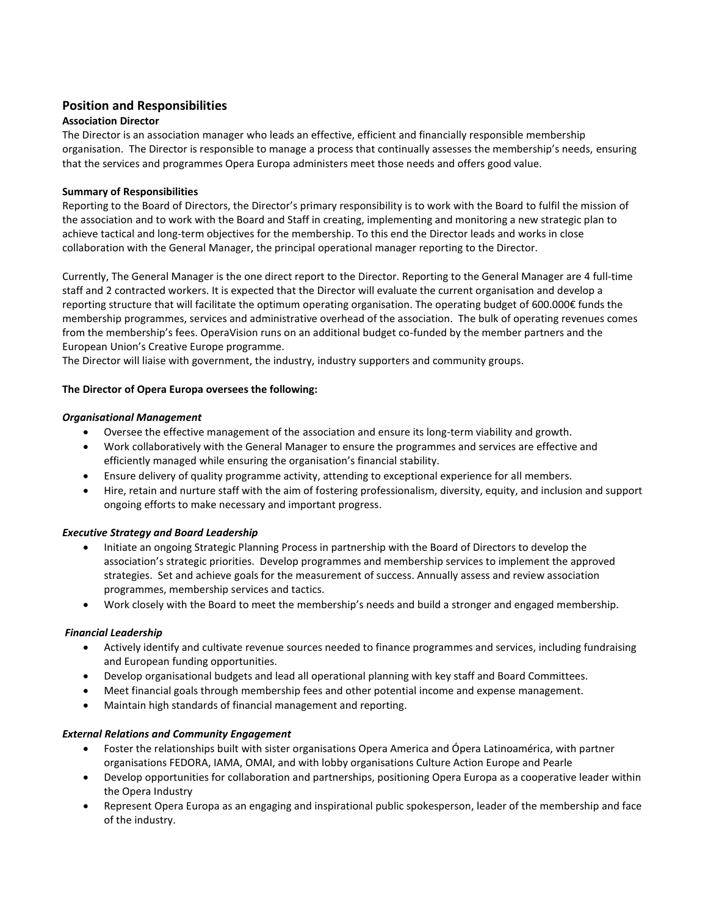## Position and Responsibilities

**Association Director**

The Director is an association manager who leads an effective, efficient and financially responsible membership organisation. The Director is responsible to manage a process that continually assesses the membership's needs, ensuring that the services and programmes Opera Europa administers meet those needs and offers good value.

**Summary of Responsibilities**

Reporting to the Board of Directors, the Director's primary responsibility is to work with the Board to fulfil the mission of the association and to work with the Board and Staff in creating, implementing and monitoring a new strategic plan to achieve tactical and long-term objectives for the membership. To this end the Director leads and works in close collaboration with the General Manager, the principal operational manager reporting to the Director.

Currently, The General Manager is the one direct report to the Director. Reporting to the General Manager are 4 full-time staff and 2 contracted workers. It is expected that the Director will evaluate the current organisation and develop a reporting structure that will facilitate the optimum operating organisation. The operating budget of 600.000€ funds the membership programmes, services and administrative overhead of the association. The bulk of operating revenues comes from the membership's fees. OperaVision runs on an additional budget co-funded by the member partners and the European Union's Creative Europe programme.

The Director will liaise with government, the industry, industry supporters and community groups.

**The Director of Opera Europa oversees the following:**

***Organisational Management***

- Oversee the effective management of the association and ensure its long-term viability and growth.
- Work collaboratively with the General Manager to ensure the programmes and services are effective and efficiently managed while ensuring the organisation's financial stability.
- Ensure delivery of quality programme activity, attending to exceptional experience for all members.
- Hire, retain and nurture staff with the aim of fostering professionalism, diversity, equity, and inclusion and support ongoing efforts to make necessary and important progress.

***Executive Strategy and Board Leadership***

- Initiate an ongoing Strategic Planning Process in partnership with the Board of Directors to develop the association's strategic priorities. Develop programmes and membership services to implement the approved strategies. Set and achieve goals for the measurement of success. Annually assess and review association programmes, membership services and tactics.
- Work closely with the Board to meet the membership's needs and build a stronger and engaged membership.

***Financial Leadership***

- Actively identify and cultivate revenue sources needed to finance programmes and services, including fundraising and European funding opportunities.
- Develop organisational budgets and lead all operational planning with key staff and Board Committees.
- Meet financial goals through membership fees and other potential income and expense management.
- Maintain high standards of financial management and reporting.

***External Relations and Community Engagement***

- Foster the relationships built with sister organisations Opera America and Ópera Latinoamérica, with partner organisations FEDORA, IAMA, OMAI, and with lobby organisations Culture Action Europe and Pearle
- Develop opportunities for collaboration and partnerships, positioning Opera Europa as a cooperative leader within the Opera Industry
- Represent Opera Europa as an engaging and inspirational public spokesperson, leader of the membership and face of the industry.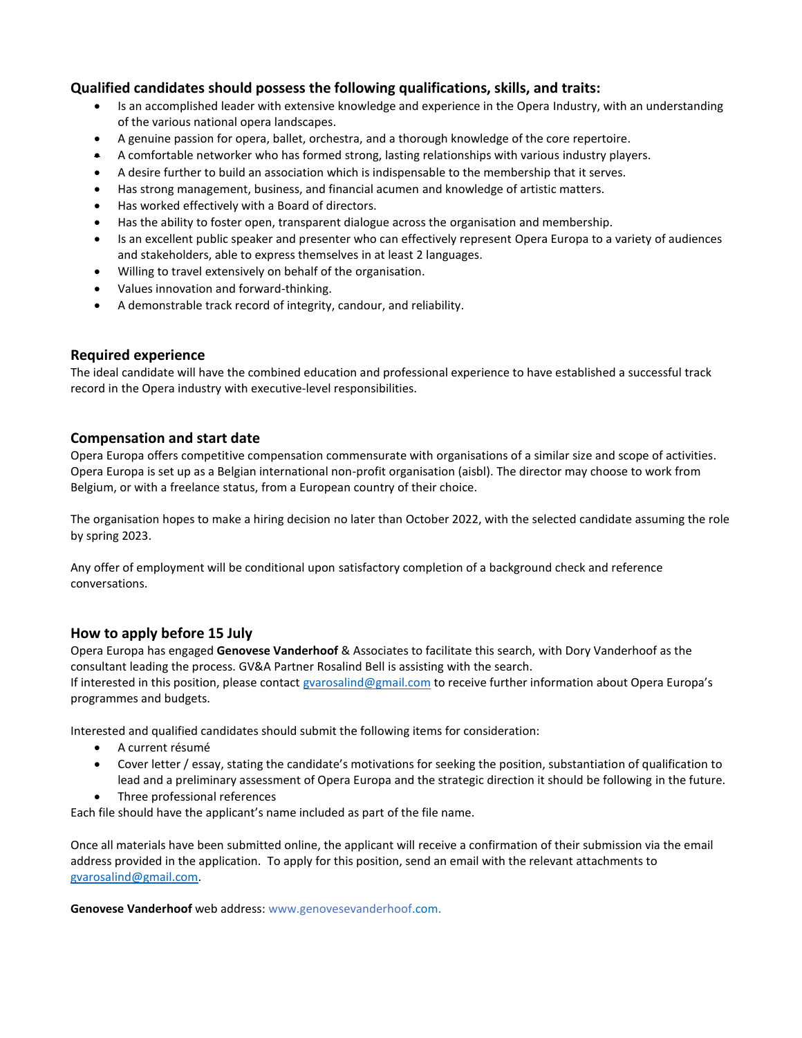### Qualified candidates should possess the following qualifications, skills, and traits:

- Is an accomplished leader with extensive knowledge and experience in the Opera Industry, with an understanding of the various national opera landscapes.
- A genuine passion for opera, ballet, orchestra, and a thorough knowledge of the core repertoire.
- A comfortable networker who has formed strong, lasting relationships with various industry players.
- A desire further to build an association which is indispensable to the membership that it serves.
- Has strong management, business, and financial acumen and knowledge of artistic matters.
- Has worked effectively with a Board of directors.
- Has the ability to foster open, transparent dialogue across the organisation and membership.
- Is an excellent public speaker and presenter who can effectively represent Opera Europa to a variety of audiences and stakeholders, able to express themselves in at least 2 languages.
- Willing to travel extensively on behalf of the organisation.
- Values innovation and forward-thinking.
- A demonstrable track record of integrity, candour, and reliability.

### Required experience

The ideal candidate will have the combined education and professional experience to have established a successful track record in the Opera industry with executive-level responsibilities.

### Compensation and start date

Opera Europa offers competitive compensation commensurate with organisations of a similar size and scope of activities. Opera Europa is set up as a Belgian international non-profit organisation (aisbl). The director may choose to work from Belgium, or with a freelance status, from a European country of their choice.

The organisation hopes to make a hiring decision no later than October 2022, with the selected candidate assuming the role by spring 2023.

Any offer of employment will be conditional upon satisfactory completion of a background check and reference conversations.

### How to apply before 15 July

Opera Europa has engaged **Genovese Vanderhoof** & Associates to facilitate this search, with Dory Vanderhoof as the consultant leading the process. GV&A Partner Rosalind Bell is assisting with the search.
If interested in this position, please contact gvarosalind@gmail.com to receive further information about Opera Europa's programmes and budgets.

Interested and qualified candidates should submit the following items for consideration:

- A current résumé
- Cover letter / essay, stating the candidate's motivations for seeking the position, substantiation of qualification to lead and a preliminary assessment of Opera Europa and the strategic direction it should be following in the future.
- Three professional references

Each file should have the applicant's name included as part of the file name.

Once all materials have been submitted online, the applicant will receive a confirmation of their submission via the email address provided in the application. To apply for this position, send an email with the relevant attachments to gvarosalind@gmail.com.

**Genovese Vanderhoof** web address: www.genovesevanderhoof.com.